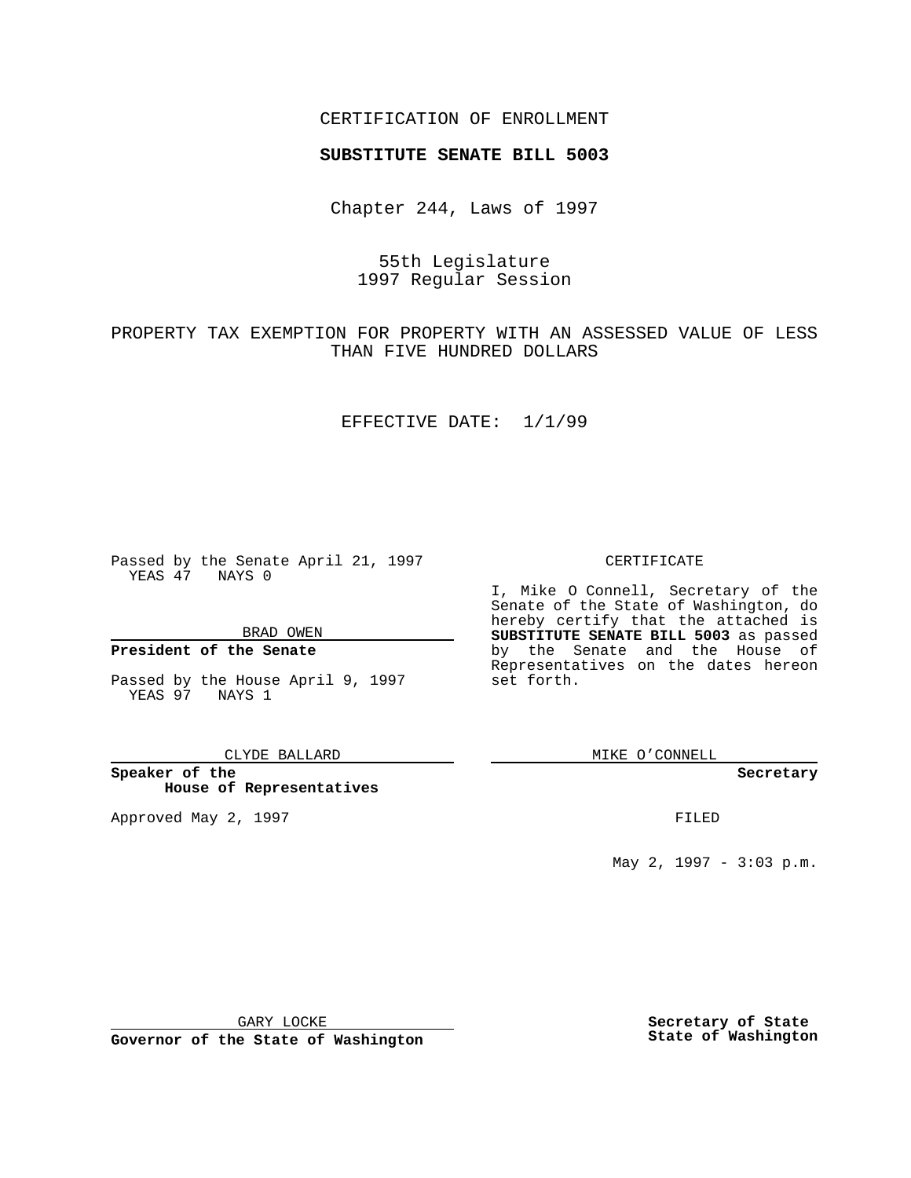CERTIFICATION OF ENROLLMENT

**SUBSTITUTE SENATE BILL 5003**

Chapter 244, Laws of 1997

55th Legislature
1997 Regular Session

PROPERTY TAX EXEMPTION FOR PROPERTY WITH AN ASSESSED VALUE OF LESS THAN FIVE HUNDRED DOLLARS

EFFECTIVE DATE: 1/1/99

Passed by the Senate April 21, 1997
YEAS 47 NAYS 0

BRAD OWEN

**President of the Senate**

Passed by the House April 9, 1997
YEAS 97 NAYS 1

CLYDE BALLARD

**Speaker of the House of Representatives**

Approved May 2, 1997

GARY LOCKE

**Governor of the State of Washington**

CERTIFICATE

I, Mike O Connell, Secretary of the Senate of the State of Washington, do hereby certify that the attached is **SUBSTITUTE SENATE BILL 5003** as passed by the Senate and the House of Representatives on the dates hereon set forth.

MIKE O'CONNELL

**Secretary**

FILED

May 2, 1997 - 3:03 p.m.

**Secretary of State**
**State of Washington**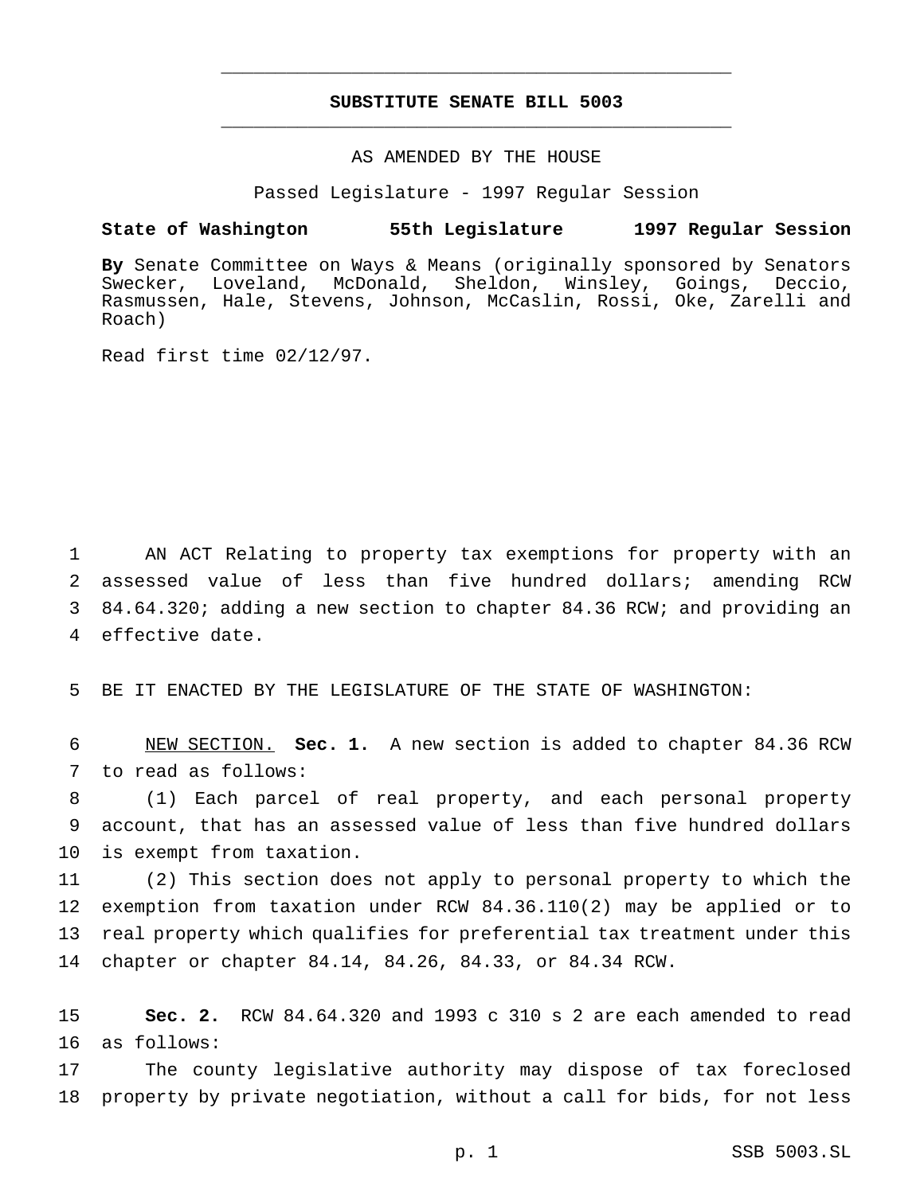# SUBSTITUTE SENATE BILL 5003

AS AMENDED BY THE HOUSE

Passed Legislature - 1997 Regular Session

**State of Washington 55th Legislature 1997 Regular Session**

**By** Senate Committee on Ways & Means (originally sponsored by Senators Swecker, Loveland, McDonald, Sheldon, Winsley, Goings, Deccio, Rasmussen, Hale, Stevens, Johnson, McCaslin, Rossi, Oke, Zarelli and Roach)

Read first time 02/12/97.

AN ACT Relating to property tax exemptions for property with an assessed value of less than five hundred dollars; amending RCW 84.64.320; adding a new section to chapter 84.36 RCW; and providing an effective date.

BE IT ENACTED BY THE LEGISLATURE OF THE STATE OF WASHINGTON:

NEW SECTION. **Sec. 1.** A new section is added to chapter 84.36 RCW to read as follows:

(1) Each parcel of real property, and each personal property account, that has an assessed value of less than five hundred dollars is exempt from taxation.

(2) This section does not apply to personal property to which the exemption from taxation under RCW 84.36.110(2) may be applied or to real property which qualifies for preferential tax treatment under this chapter or chapter 84.14, 84.26, 84.33, or 84.34 RCW.

**Sec. 2.** RCW 84.64.320 and 1993 c 310 s 2 are each amended to read as follows:

The county legislative authority may dispose of tax foreclosed property by private negotiation, without a call for bids, for not less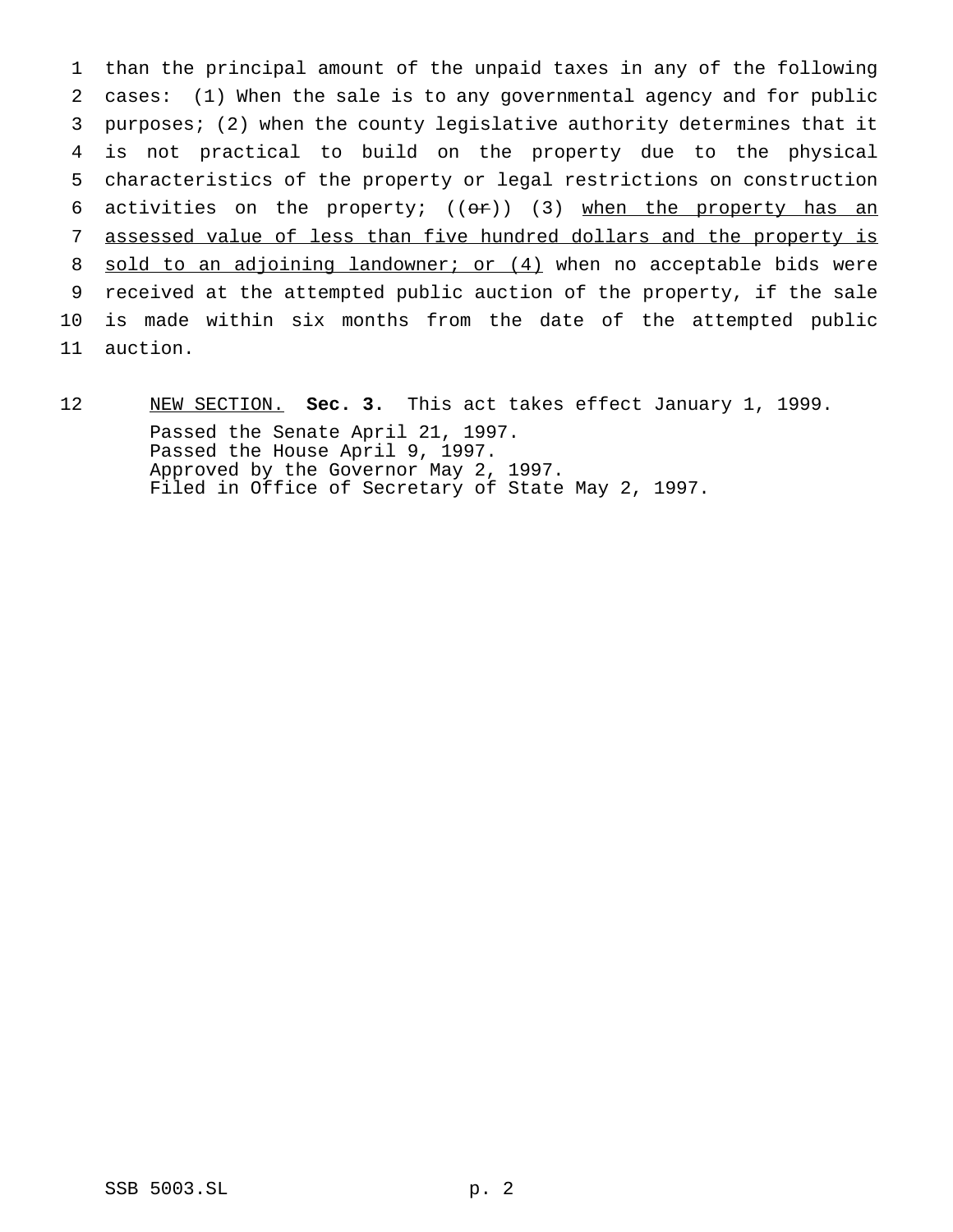than the principal amount of the unpaid taxes in any of the following cases: (1) When the sale is to any governmental agency and for public purposes; (2) when the county legislative authority determines that it is not practical to build on the property due to the physical characteristics of the property or legal restrictions on construction activities on the property; ((~~or~~)) (3) <u>when the property has an assessed value of less than five hundred dollars and the property is sold to an adjoining landowner; or (4)</u> when no acceptable bids were received at the attempted public auction of the property, if the sale is made within six months from the date of the attempted public auction.

<u>NEW SECTION.</u> **Sec. 3.** This act takes effect January 1, 1999.

Passed the Senate April 21, 1997.
Passed the House April 9, 1997.
Approved by the Governor May 2, 1997.
Filed in Office of Secretary of State May 2, 1997.